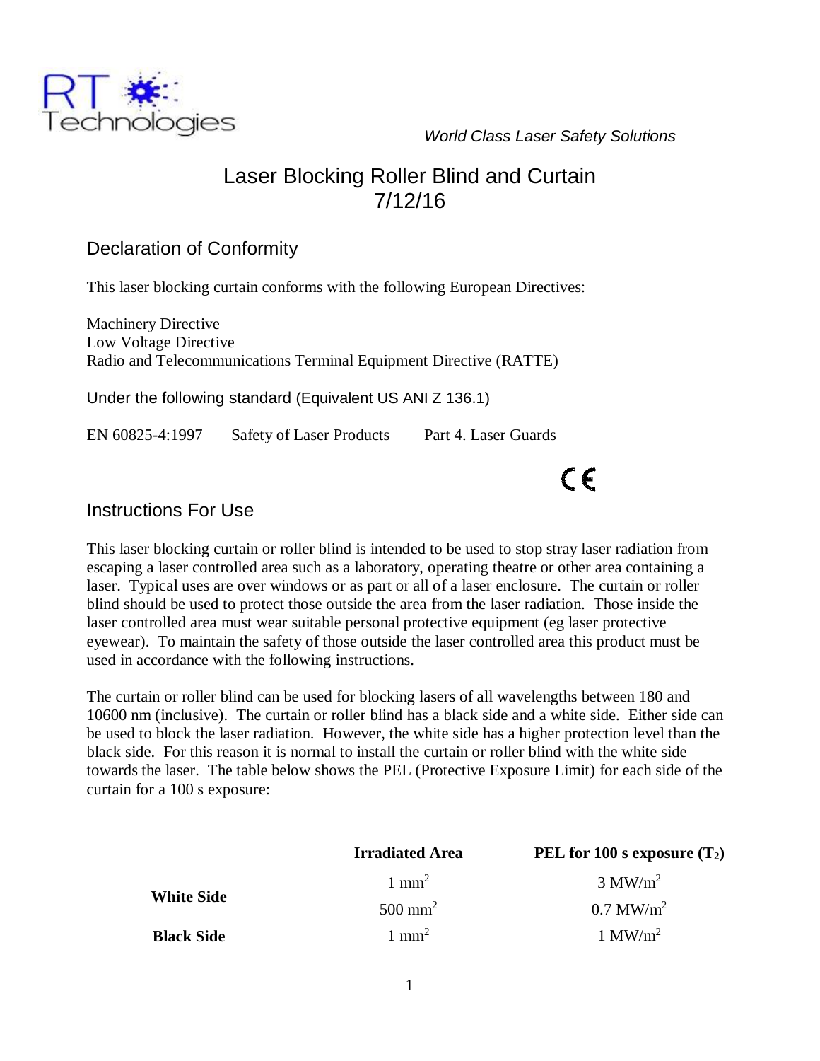RT Technologies

*World Class Laser Safety Solutions*

# Laser Blocking Roller Blind and Curtain
# 7/12/16

## Declaration of Conformity

This laser blocking curtain conforms with the following European Directives:

Machinery Directive
Low Voltage Directive
Radio and Telecommunications Terminal Equipment Directive (RATTE)

Under the following standard (Equivalent US ANI Z 136.1)

EN 60825-4:1997 Safety of Laser Products Part 4. Laser Guards

CE

## Instructions For Use

This laser blocking curtain or roller blind is intended to be used to stop stray laser radiation from escaping a laser controlled area such as a laboratory, operating theatre or other area containing a laser. Typical uses are over windows or as part or all of a laser enclosure. The curtain or roller blind should be used to protect those outside the area from the laser radiation. Those inside the laser controlled area must wear suitable personal protective equipment (eg laser protective eyewear). To maintain the safety of those outside the laser controlled area this product must be used in accordance with the following instructions.

The curtain or roller blind can be used for blocking lasers of all wavelengths between 180 and 10600 nm (inclusive). The curtain or roller blind has a black side and a white side. Either side can be used to block the laser radiation. However, the white side has a higher protection level than the black side. For this reason it is normal to install the curtain or roller blind with the white side towards the laser. The table below shows the PEL (Protective Exposure Limit) for each side of the curtain for a 100 s exposure:

| | **Irradiated Area** | **PEL for 100 s exposure ($T_2$)** |
|---|---|---|
| **White Side** | 1 $mm^2$ | 3 $MW/m^2$ |
| | 500 $mm^2$ | 0.7 $MW/m^2$ |
| **Black Side** | 1 $mm^2$ | 1 $MW/m^2$ |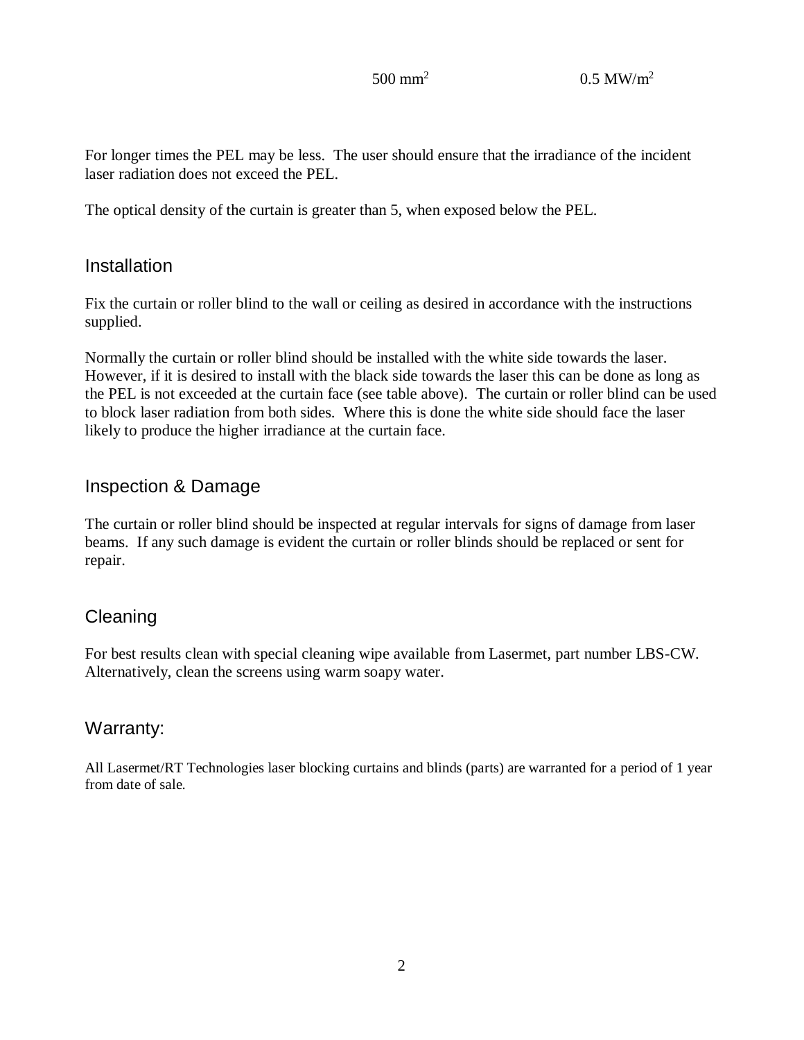| | | |
|---|---|---|
| | 500 $mm^2$ | 0.5 $MW/m^2$ |

For longer times the PEL may be less. The user should ensure that the irradiance of the incident laser radiation does not exceed the PEL.

The optical density of the curtain is greater than 5, when exposed below the PEL.

## Installation

Fix the curtain or roller blind to the wall or ceiling as desired in accordance with the instructions supplied.

Normally the curtain or roller blind should be installed with the white side towards the laser. However, if it is desired to install with the black side towards the laser this can be done as long as the PEL is not exceeded at the curtain face (see table above). The curtain or roller blind can be used to block laser radiation from both sides. Where this is done the white side should face the laser likely to produce the higher irradiance at the curtain face.

## Inspection & Damage

The curtain or roller blind should be inspected at regular intervals for signs of damage from laser beams. If any such damage is evident the curtain or roller blinds should be replaced or sent for repair.

## Cleaning

For best results clean with special cleaning wipe available from Lasermet, part number LBS-CW. Alternatively, clean the screens using warm soapy water.

## Warranty:

All Lasermet/RT Technologies laser blocking curtains and blinds (parts) are warranted for a period of 1 year from date of sale.